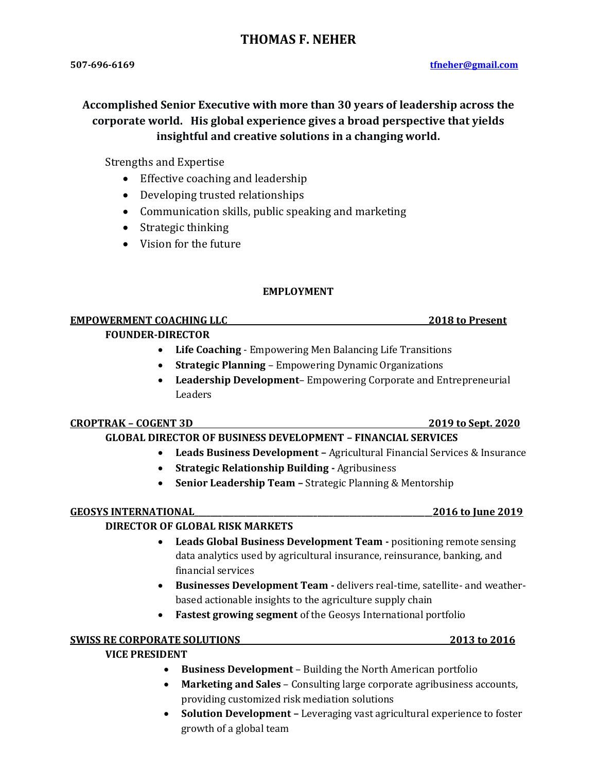# THOMAS F. NEHER

**507-696-6169** **tfneher@gmail.com**

**Accomplished Senior Executive with more than 30 years of leadership across the corporate world. His global experience gives a broad perspective that yields insightful and creative solutions in a changing world.**

Strengths and Expertise

- Effective coaching and leadership
- Developing trusted relationships
- Communication skills, public speaking and marketing
- Strategic thinking
- Vision for the future

## EMPLOYMENT

**EMPOWERMENT COACHING LLC** — **2018 to Present**

**FOUNDER-DIRECTOR**

- **Life Coaching** - Empowering Men Balancing Life Transitions
- **Strategic Planning** – Empowering Dynamic Organizations
- **Leadership Development**– Empowering Corporate and Entrepreneurial Leaders

**CROPTRAK – COGENT 3D** — **2019 to Sept. 2020**

**GLOBAL DIRECTOR OF BUSINESS DEVELOPMENT – FINANCIAL SERVICES**

- **Leads Business Development –** Agricultural Financial Services & Insurance
- **Strategic Relationship Building -** Agribusiness
- **Senior Leadership Team –** Strategic Planning & Mentorship

**GEOSYS INTERNATIONAL** — **2016 to June 2019**

**DIRECTOR OF GLOBAL RISK MARKETS**

- **Leads Global Business Development Team -** positioning remote sensing data analytics used by agricultural insurance, reinsurance, banking, and financial services
- **Businesses Development Team -** delivers real-time, satellite- and weather-based actionable insights to the agriculture supply chain
- **Fastest growing segment** of the Geosys International portfolio

**SWISS RE CORPORATE SOLUTIONS** — **2013 to 2016**

**VICE PRESIDENT**

- **Business Development** – Building the North American portfolio
- **Marketing and Sales** – Consulting large corporate agribusiness accounts, providing customized risk mediation solutions
- **Solution Development –** Leveraging vast agricultural experience to foster growth of a global team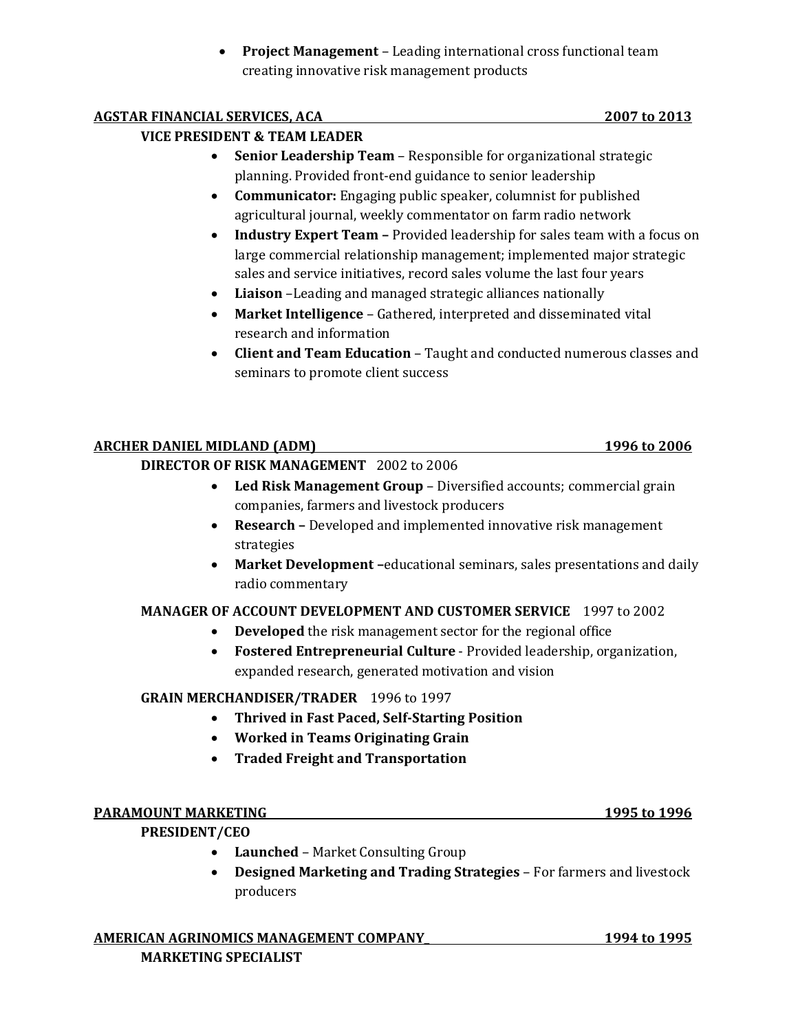- **Project Management** – Leading international cross functional team creating innovative risk management products

**AGSTAR FINANCIAL SERVICES, ACA** **2007 to 2013**

**VICE PRESIDENT & TEAM LEADER**

- **Senior Leadership Team** – Responsible for organizational strategic planning. Provided front-end guidance to senior leadership
- **Communicator:** Engaging public speaker, columnist for published agricultural journal, weekly commentator on farm radio network
- **Industry Expert Team –** Provided leadership for sales team with a focus on large commercial relationship management; implemented major strategic sales and service initiatives, record sales volume the last four years
- **Liaison** –Leading and managed strategic alliances nationally
- **Market Intelligence** – Gathered, interpreted and disseminated vital research and information
- **Client and Team Education** – Taught and conducted numerous classes and seminars to promote client success

**ARCHER DANIEL MIDLAND (ADM)** **1996 to 2006**

**DIRECTOR OF RISK MANAGEMENT** 2002 to 2006

- **Led Risk Management Group** – Diversified accounts; commercial grain companies, farmers and livestock producers
- **Research –** Developed and implemented innovative risk management strategies
- **Market Development –**educational seminars, sales presentations and daily radio commentary

**MANAGER OF ACCOUNT DEVELOPMENT AND CUSTOMER SERVICE** 1997 to 2002

- **Developed** the risk management sector for the regional office
- **Fostered Entrepreneurial Culture** - Provided leadership, organization, expanded research, generated motivation and vision

**GRAIN MERCHANDISER/TRADER** 1996 to 1997

- **Thrived in Fast Paced, Self-Starting Position**
- **Worked in Teams Originating Grain**
- **Traded Freight and Transportation**

**PARAMOUNT MARKETING** **1995 to 1996**

**PRESIDENT/CEO**

- **Launched** – Market Consulting Group
- **Designed Marketing and Trading Strategies** – For farmers and livestock producers

**AMERICAN AGRINOMICS MANAGEMENT COMPANY** **1994 to 1995**

**MARKETING SPECIALIST**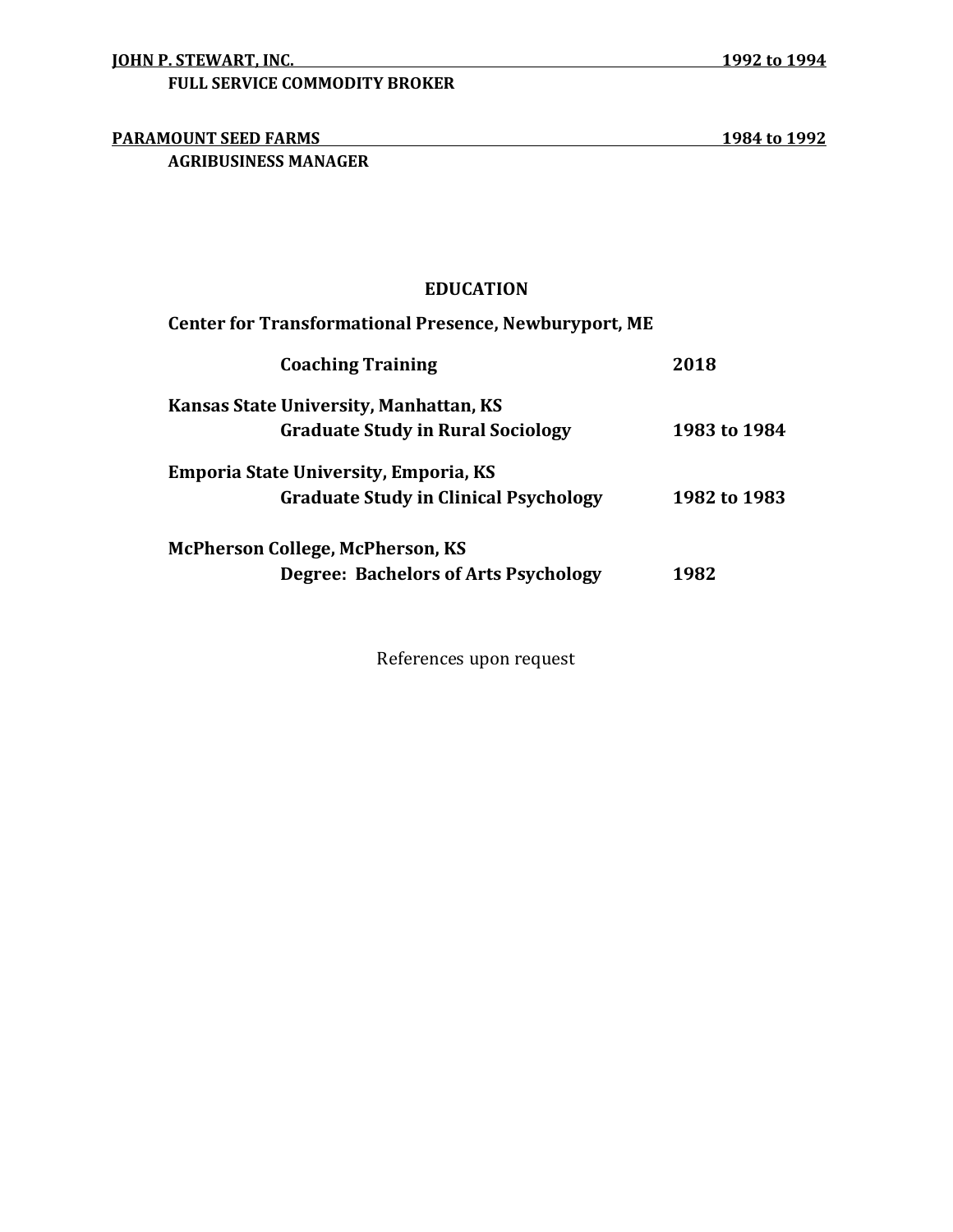**<u>JOHN P. STEWART, INC. 1992 to 1994</u>**

**FULL SERVICE COMMODITY BROKER**

**<u>PARAMOUNT SEED FARMS 1984 to 1992</u>**

**AGRIBUSINESS MANAGER**

## EDUCATION

**Center for Transformational Presence, Newburyport, ME**

**Coaching Training** **2018**

**Kansas State University, Manhattan, KS**

**Graduate Study in Rural Sociology** **1983 to 1984**

**Emporia State University, Emporia, KS**

**Graduate Study in Clinical Psychology** **1982 to 1983**

**McPherson College, McPherson, KS**

**Degree: Bachelors of Arts Psychology** **1982**

References upon request